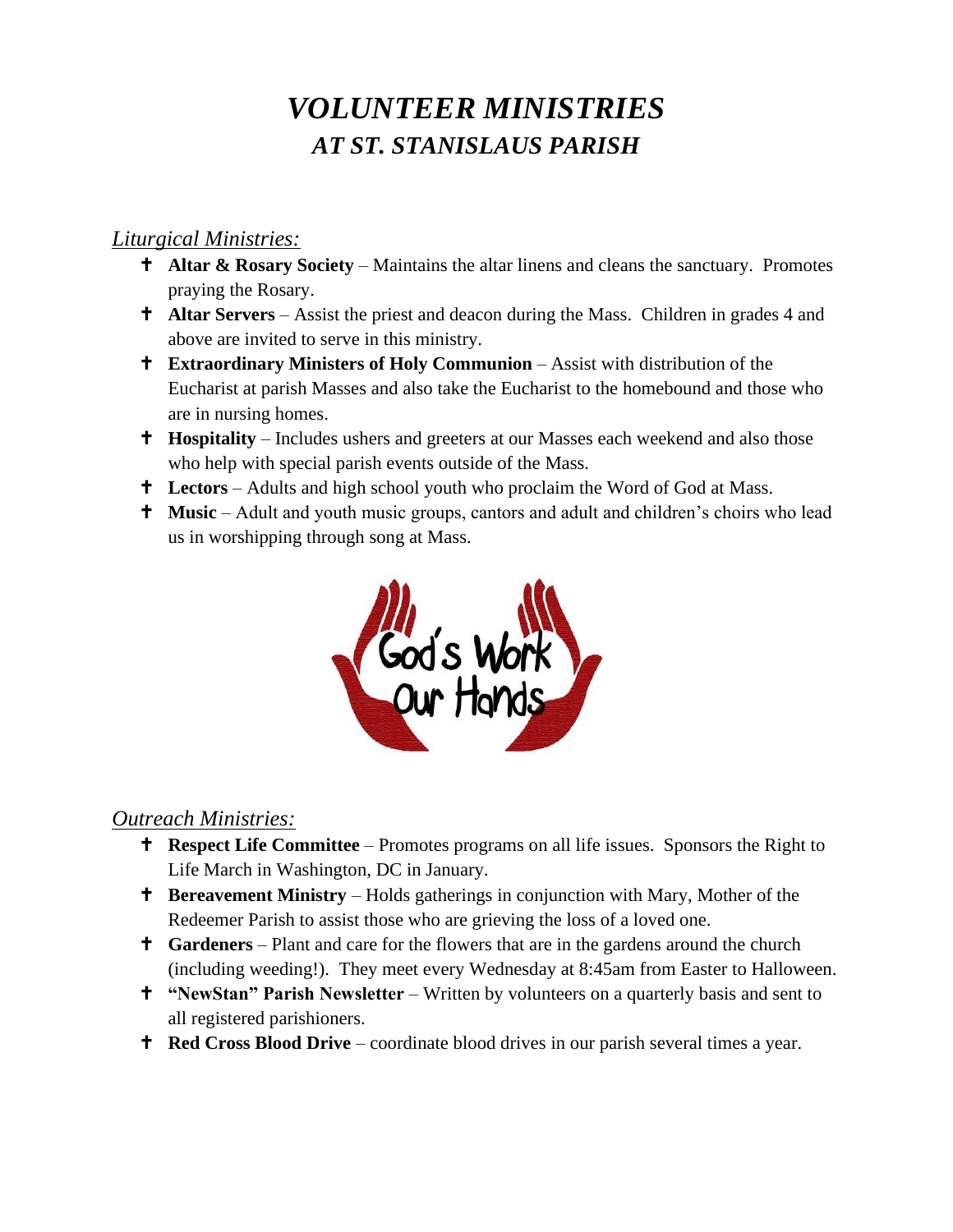# *VOLUNTEER MINISTRIES*
## *AT ST. STANISLAUS PARISH*

### *Liturgical Ministries:*

- **Altar & Rosary Society** – Maintains the altar linens and cleans the sanctuary. Promotes praying the Rosary.
- **Altar Servers** – Assist the priest and deacon during the Mass. Children in grades 4 and above are invited to serve in this ministry.
- **Extraordinary Ministers of Holy Communion** – Assist with distribution of the Eucharist at parish Masses and also take the Eucharist to the homebound and those who are in nursing homes.
- **Hospitality** – Includes ushers and greeters at our Masses each weekend and also those who help with special parish events outside of the Mass.
- **Lectors** – Adults and high school youth who proclaim the Word of God at Mass.
- **Music** – Adult and youth music groups, cantors and adult and children's choirs who lead us in worshipping through song at Mass.

God's Work Our Hands

### *Outreach Ministries:*

- **Respect Life Committee** – Promotes programs on all life issues. Sponsors the Right to Life March in Washington, DC in January.
- **Bereavement Ministry** – Holds gatherings in conjunction with Mary, Mother of the Redeemer Parish to assist those who are grieving the loss of a loved one.
- **Gardeners** – Plant and care for the flowers that are in the gardens around the church (including weeding!). They meet every Wednesday at 8:45am from Easter to Halloween.
- **"NewStan" Parish Newsletter** – Written by volunteers on a quarterly basis and sent to all registered parishioners.
- **Red Cross Blood Drive** – coordinate blood drives in our parish several times a year.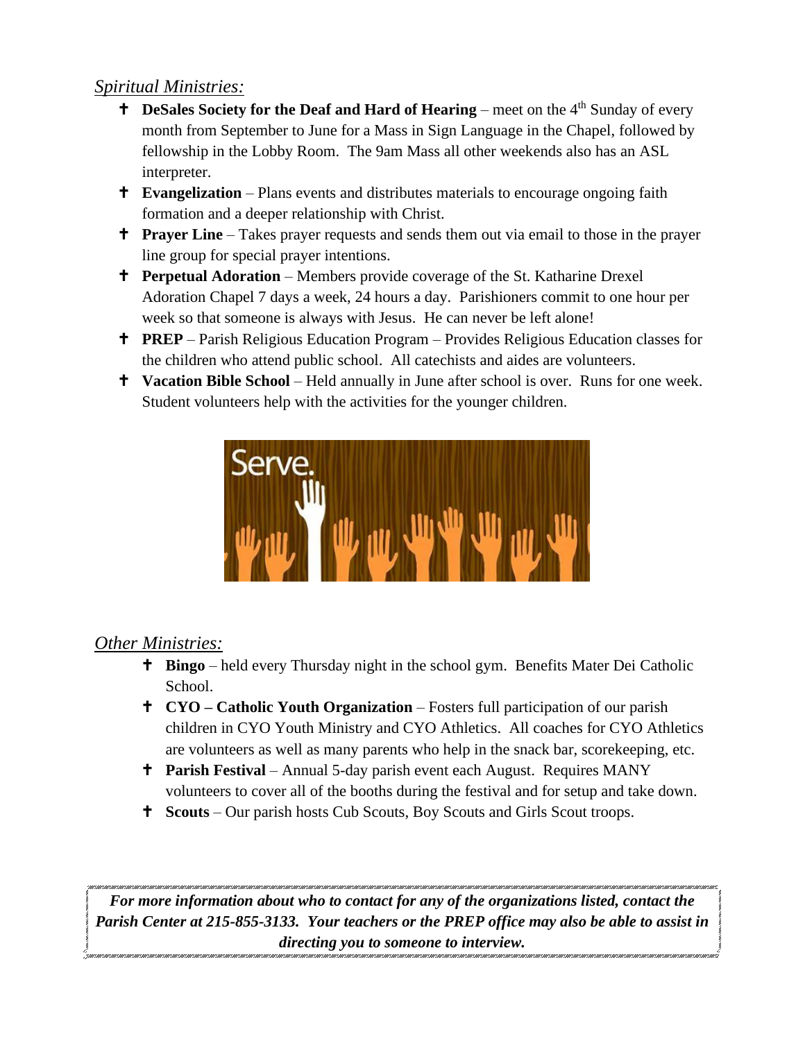*Spiritual Ministries:*

- ✝ **DeSales Society for the Deaf and Hard of Hearing** – meet on the 4th Sunday of every month from September to June for a Mass in Sign Language in the Chapel, followed by fellowship in the Lobby Room. The 9am Mass all other weekends also has an ASL interpreter.
- ✝ **Evangelization** – Plans events and distributes materials to encourage ongoing faith formation and a deeper relationship with Christ.
- ✝ **Prayer Line** – Takes prayer requests and sends them out via email to those in the prayer line group for special prayer intentions.
- ✝ **Perpetual Adoration** – Members provide coverage of the St. Katharine Drexel Adoration Chapel 7 days a week, 24 hours a day. Parishioners commit to one hour per week so that someone is always with Jesus. He can never be left alone!
- ✝ **PREP** – Parish Religious Education Program – Provides Religious Education classes for the children who attend public school. All catechists and aides are volunteers.
- ✝ **Vacation Bible School** – Held annually in June after school is over. Runs for one week. Student volunteers help with the activities for the younger children.

*Other Ministries:*

- ✝ **Bingo** – held every Thursday night in the school gym. Benefits Mater Dei Catholic School.
- ✝ **CYO – Catholic Youth Organization** – Fosters full participation of our parish children in CYO Youth Ministry and CYO Athletics. All coaches for CYO Athletics are volunteers as well as many parents who help in the snack bar, scorekeeping, etc.
- ✝ **Parish Festival** – Annual 5-day parish event each August. Requires MANY volunteers to cover all of the booths during the festival and for setup and take down.
- ✝ **Scouts** – Our parish hosts Cub Scouts, Boy Scouts and Girls Scout troops.

***For more information about who to contact for any of the organizations listed, contact the Parish Center at 215-855-3133. Your teachers or the PREP office may also be able to assist in directing you to someone to interview.***